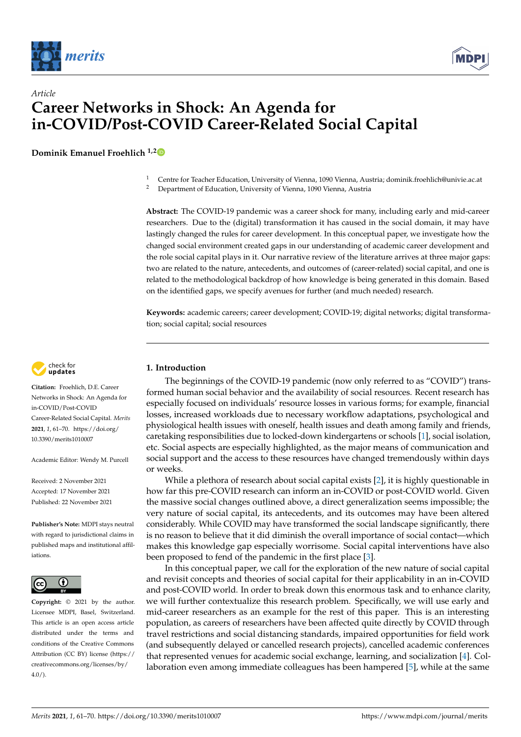Article

# Career Networks in Shock: An Agenda for in-COVID/Post-COVID Career-Related Social Capital

**Dominik Emanuel Froehlich** [1,2]

[1] Centre for Teacher Education, University of Vienna, 1090 Vienna, Austria; dominik.froehlich@univie.ac.at
[2] Department of Education, University of Vienna, 1090 Vienna, Austria

**Abstract:** The COVID-19 pandemic was a career shock for many, including early and mid-career researchers. Due to the (digital) transformation it has caused in the social domain, it may have lastingly changed the rules for career development. In this conceptual paper, we investigate how the changed social environment created gaps in our understanding of academic career development and the role social capital plays in it. Our narrative review of the literature arrives at three major gaps: two are related to the nature, antecedents, and outcomes of (career-related) social capital, and one is related to the methodological backdrop of how knowledge is being generated in this domain. Based on the identified gaps, we specify avenues for further (and much needed) research.

**Keywords:** academic careers; career development; COVID-19; digital networks; digital transformation; social capital; social resources

**Citation:** Froehlich, D.E. Career Networks in Shock: An Agenda for in-COVID/Post-COVID Career-Related Social Capital. *Merits* **2021**, *1*, 61–70. https://doi.org/10.3390/merits1010007

Academic Editor: Wendy M. Purcell

Received: 2 November 2021
Accepted: 17 November 2021
Published: 22 November 2021

**Publisher's Note:** MDPI stays neutral with regard to jurisdictional claims in published maps and institutional affiliations.

**Copyright:** © 2021 by the author. Licensee MDPI, Basel, Switzerland. This article is an open access article distributed under the terms and conditions of the Creative Commons Attribution (CC BY) license (https://creativecommons.org/licenses/by/4.0/).

## 1. Introduction

The beginnings of the COVID-19 pandemic (now only referred to as "COVID") transformed human social behavior and the availability of social resources. Recent research has especially focused on individuals' resource losses in various forms; for example, financial losses, increased workloads due to necessary workflow adaptations, psychological and physiological health issues with oneself, health issues and death among family and friends, caretaking responsibilities due to locked-down kindergartens or schools [1], social isolation, etc. Social aspects are especially highlighted, as the major means of communication and social support and the access to these resources have changed tremendously within days or weeks.

While a plethora of research about social capital exists [2], it is highly questionable in how far this pre-COVID research can inform an in-COVID or post-COVID world. Given the massive social changes outlined above, a direct generalization seems impossible; the very nature of social capital, its antecedents, and its outcomes may have been altered considerably. While COVID may have transformed the social landscape significantly, there is no reason to believe that it did diminish the overall importance of social contact—which makes this knowledge gap especially worrisome. Social capital interventions have also been proposed to fend of the pandemic in the first place [3].

In this conceptual paper, we call for the exploration of the new nature of social capital and revisit concepts and theories of social capital for their applicability in an in-COVID and post-COVID world. In order to break down this enormous task and to enhance clarity, we will further contextualize this research problem. Specifically, we will use early and mid-career researchers as an example for the rest of this paper. This is an interesting population, as careers of researchers have been affected quite directly by COVID through travel restrictions and social distancing standards, impaired opportunities for field work (and subsequently delayed or cancelled research projects), cancelled academic conferences that represented venues for academic social exchange, learning, and socialization [4]. Collaboration even among immediate colleagues has been hampered [5], while at the same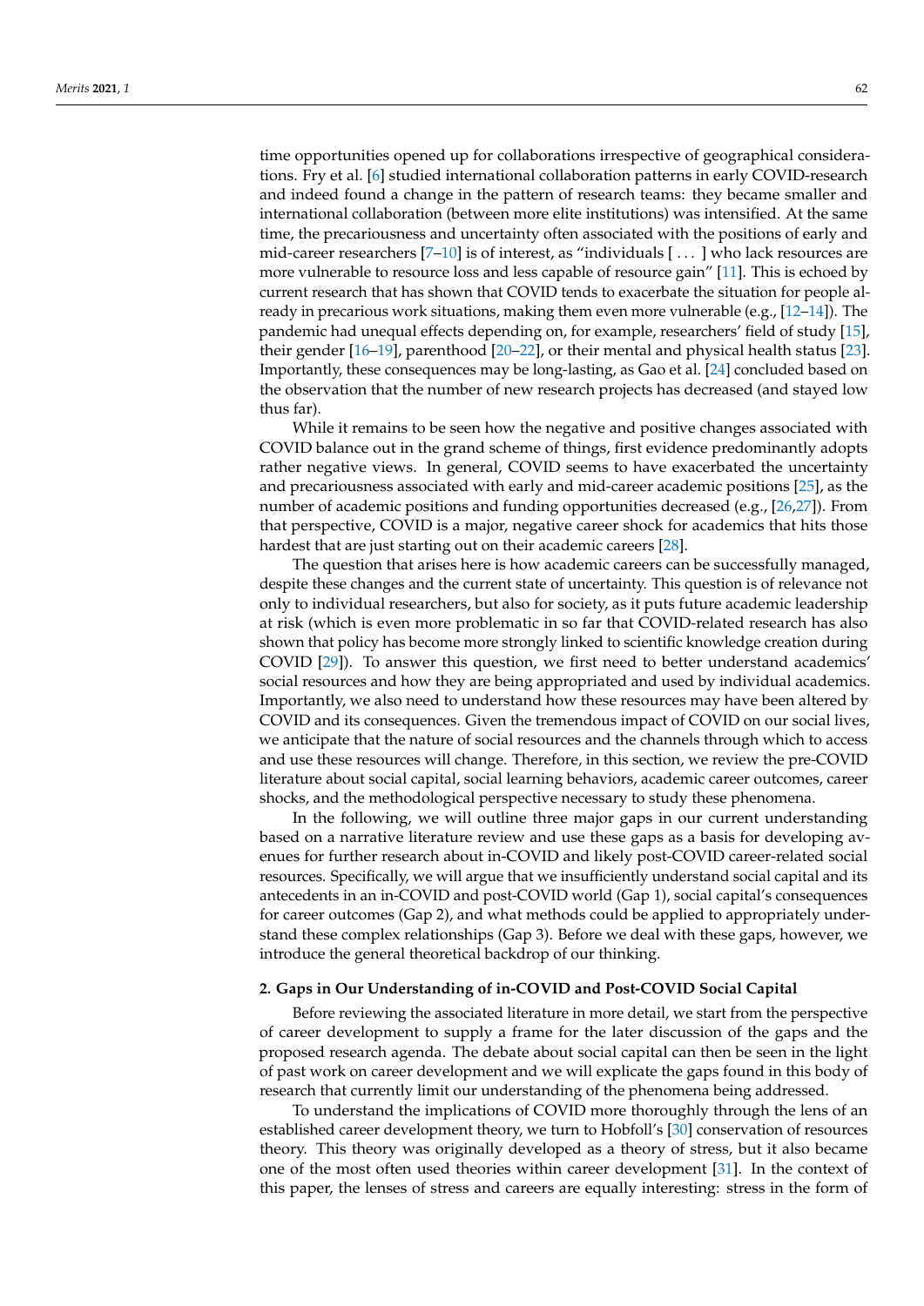time opportunities opened up for collaborations irrespective of geographical considerations. Fry et al. [6] studied international collaboration patterns in early COVID-research and indeed found a change in the pattern of research teams: they became smaller and international collaboration (between more elite institutions) was intensified. At the same time, the precariousness and uncertainty often associated with the positions of early and mid-career researchers [7–10] is of interest, as "individuals [ . . . ] who lack resources are more vulnerable to resource loss and less capable of resource gain" [11]. This is echoed by current research that has shown that COVID tends to exacerbate the situation for people already in precarious work situations, making them even more vulnerable (e.g., [12–14]). The pandemic had unequal effects depending on, for example, researchers' field of study [15], their gender [16–19], parenthood [20–22], or their mental and physical health status [23]. Importantly, these consequences may be long-lasting, as Gao et al. [24] concluded based on the observation that the number of new research projects has decreased (and stayed low thus far).

While it remains to be seen how the negative and positive changes associated with COVID balance out in the grand scheme of things, first evidence predominantly adopts rather negative views. In general, COVID seems to have exacerbated the uncertainty and precariousness associated with early and mid-career academic positions [25], as the number of academic positions and funding opportunities decreased (e.g., [26,27]). From that perspective, COVID is a major, negative career shock for academics that hits those hardest that are just starting out on their academic careers [28].

The question that arises here is how academic careers can be successfully managed, despite these changes and the current state of uncertainty. This question is of relevance not only to individual researchers, but also for society, as it puts future academic leadership at risk (which is even more problematic in so far that COVID-related research has also shown that policy has become more strongly linked to scientific knowledge creation during COVID [29]). To answer this question, we first need to better understand academics' social resources and how they are being appropriated and used by individual academics. Importantly, we also need to understand how these resources may have been altered by COVID and its consequences. Given the tremendous impact of COVID on our social lives, we anticipate that the nature of social resources and the channels through which to access and use these resources will change. Therefore, in this section, we review the pre-COVID literature about social capital, social learning behaviors, academic career outcomes, career shocks, and the methodological perspective necessary to study these phenomena.

In the following, we will outline three major gaps in our current understanding based on a narrative literature review and use these gaps as a basis for developing avenues for further research about in-COVID and likely post-COVID career-related social resources. Specifically, we will argue that we insufficiently understand social capital and its antecedents in an in-COVID and post-COVID world (Gap 1), social capital's consequences for career outcomes (Gap 2), and what methods could be applied to appropriately understand these complex relationships (Gap 3). Before we deal with these gaps, however, we introduce the general theoretical backdrop of our thinking.

## 2. Gaps in Our Understanding of in-COVID and Post-COVID Social Capital

Before reviewing the associated literature in more detail, we start from the perspective of career development to supply a frame for the later discussion of the gaps and the proposed research agenda. The debate about social capital can then be seen in the light of past work on career development and we will explicate the gaps found in this body of research that currently limit our understanding of the phenomena being addressed.

To understand the implications of COVID more thoroughly through the lens of an established career development theory, we turn to Hobfoll's [30] conservation of resources theory. This theory was originally developed as a theory of stress, but it also became one of the most often used theories within career development [31]. In the context of this paper, the lenses of stress and careers are equally interesting: stress in the form of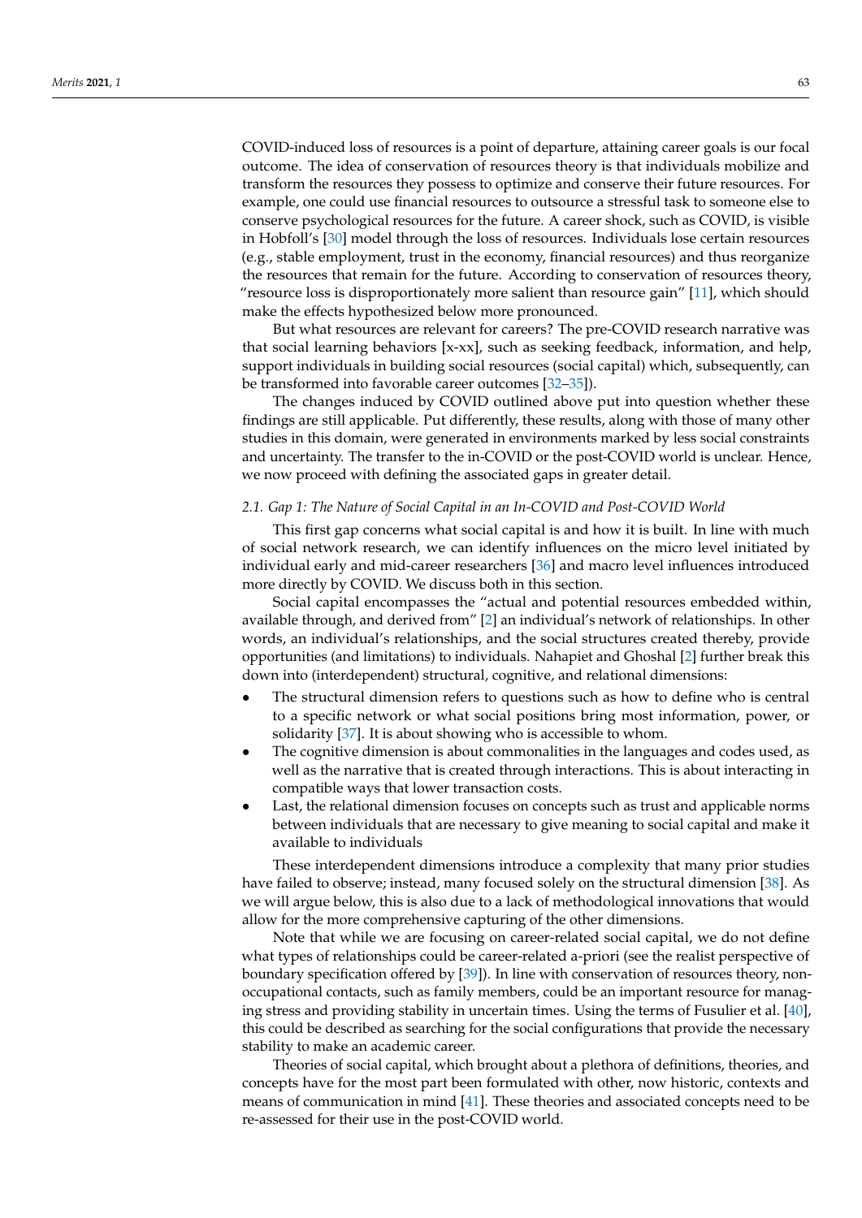COVID-induced loss of resources is a point of departure, attaining career goals is our focal outcome. The idea of conservation of resources theory is that individuals mobilize and transform the resources they possess to optimize and conserve their future resources. For example, one could use financial resources to outsource a stressful task to someone else to conserve psychological resources for the future. A career shock, such as COVID, is visible in Hobfoll's [30] model through the loss of resources. Individuals lose certain resources (e.g., stable employment, trust in the economy, financial resources) and thus reorganize the resources that remain for the future. According to conservation of resources theory, "resource loss is disproportionately more salient than resource gain" [11], which should make the effects hypothesized below more pronounced.

But what resources are relevant for careers? The pre-COVID research narrative was that social learning behaviors [x-xx], such as seeking feedback, information, and help, support individuals in building social resources (social capital) which, subsequently, can be transformed into favorable career outcomes [32–35]).

The changes induced by COVID outlined above put into question whether these findings are still applicable. Put differently, these results, along with those of many other studies in this domain, were generated in environments marked by less social constraints and uncertainty. The transfer to the in-COVID or the post-COVID world is unclear. Hence, we now proceed with defining the associated gaps in greater detail.

### *2.1. Gap 1: The Nature of Social Capital in an In-COVID and Post-COVID World*

This first gap concerns what social capital is and how it is built. In line with much of social network research, we can identify influences on the micro level initiated by individual early and mid-career researchers [36] and macro level influences introduced more directly by COVID. We discuss both in this section.

Social capital encompasses the "actual and potential resources embedded within, available through, and derived from" [2] an individual's network of relationships. In other words, an individual's relationships, and the social structures created thereby, provide opportunities (and limitations) to individuals. Nahapiet and Ghoshal [2] further break this down into (interdependent) structural, cognitive, and relational dimensions:

- The structural dimension refers to questions such as how to define who is central to a specific network or what social positions bring most information, power, or solidarity [37]. It is about showing who is accessible to whom.
- The cognitive dimension is about commonalities in the languages and codes used, as well as the narrative that is created through interactions. This is about interacting in compatible ways that lower transaction costs.
- Last, the relational dimension focuses on concepts such as trust and applicable norms between individuals that are necessary to give meaning to social capital and make it available to individuals

These interdependent dimensions introduce a complexity that many prior studies have failed to observe; instead, many focused solely on the structural dimension [38]. As we will argue below, this is also due to a lack of methodological innovations that would allow for the more comprehensive capturing of the other dimensions.

Note that while we are focusing on career-related social capital, we do not define what types of relationships could be career-related a-priori (see the realist perspective of boundary specification offered by [39]). In line with conservation of resources theory, non-occupational contacts, such as family members, could be an important resource for managing stress and providing stability in uncertain times. Using the terms of Fusulier et al. [40], this could be described as searching for the social configurations that provide the necessary stability to make an academic career.

Theories of social capital, which brought about a plethora of definitions, theories, and concepts have for the most part been formulated with other, now historic, contexts and means of communication in mind [41]. These theories and associated concepts need to be re-assessed for their use in the post-COVID world.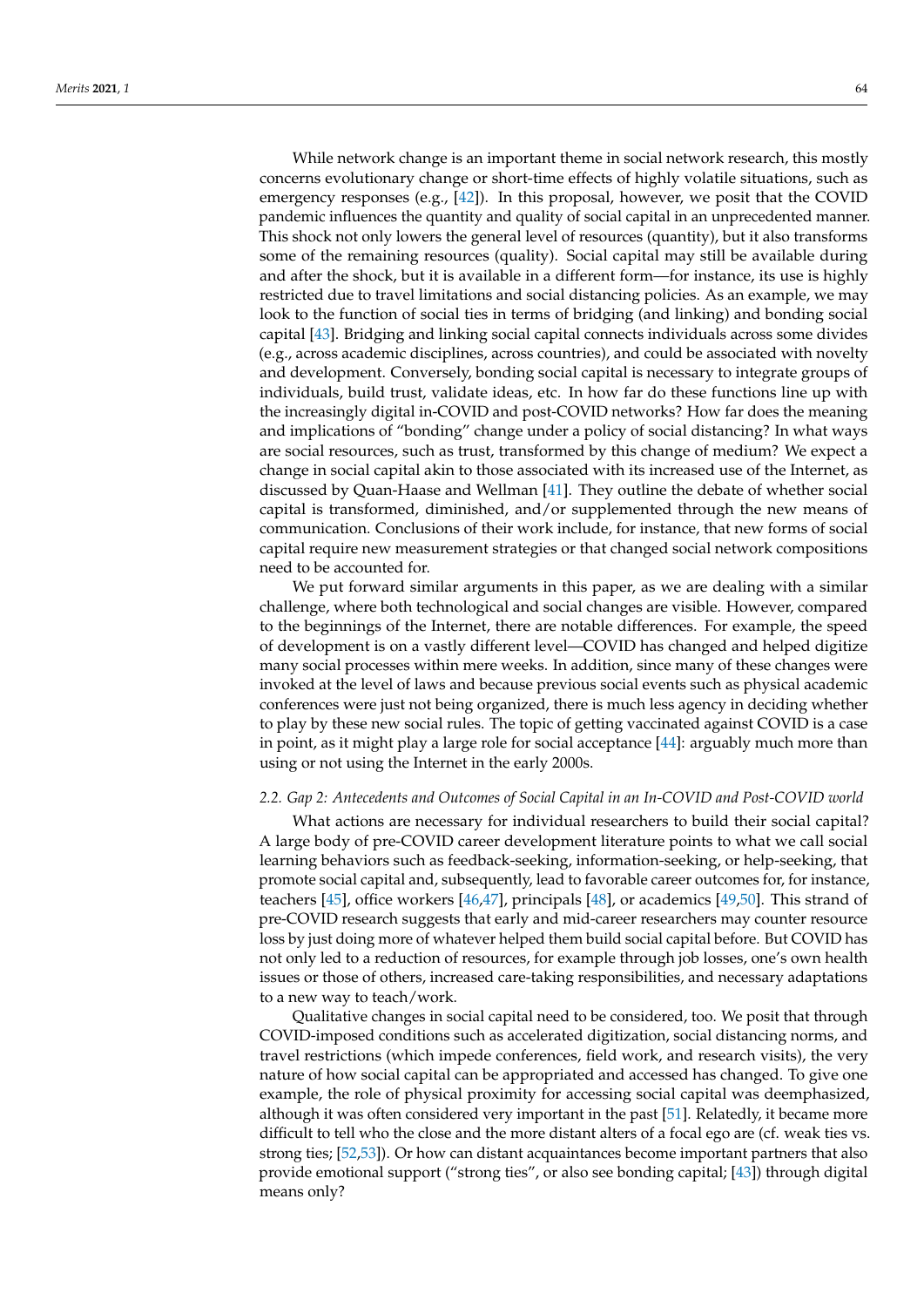While network change is an important theme in social network research, this mostly concerns evolutionary change or short-time effects of highly volatile situations, such as emergency responses (e.g., [42]). In this proposal, however, we posit that the COVID pandemic influences the quantity and quality of social capital in an unprecedented manner. This shock not only lowers the general level of resources (quantity), but it also transforms some of the remaining resources (quality). Social capital may still be available during and after the shock, but it is available in a different form—for instance, its use is highly restricted due to travel limitations and social distancing policies. As an example, we may look to the function of social ties in terms of bridging (and linking) and bonding social capital [43]. Bridging and linking social capital connects individuals across some divides (e.g., across academic disciplines, across countries), and could be associated with novelty and development. Conversely, bonding social capital is necessary to integrate groups of individuals, build trust, validate ideas, etc. In how far do these functions line up with the increasingly digital in-COVID and post-COVID networks? How far does the meaning and implications of "bonding" change under a policy of social distancing? In what ways are social resources, such as trust, transformed by this change of medium? We expect a change in social capital akin to those associated with its increased use of the Internet, as discussed by Quan-Haase and Wellman [41]. They outline the debate of whether social capital is transformed, diminished, and/or supplemented through the new means of communication. Conclusions of their work include, for instance, that new forms of social capital require new measurement strategies or that changed social network compositions need to be accounted for.

We put forward similar arguments in this paper, as we are dealing with a similar challenge, where both technological and social changes are visible. However, compared to the beginnings of the Internet, there are notable differences. For example, the speed of development is on a vastly different level—COVID has changed and helped digitize many social processes within mere weeks. In addition, since many of these changes were invoked at the level of laws and because previous social events such as physical academic conferences were just not being organized, there is much less agency in deciding whether to play by these new social rules. The topic of getting vaccinated against COVID is a case in point, as it might play a large role for social acceptance [44]: arguably much more than using or not using the Internet in the early 2000s.

### *2.2. Gap 2: Antecedents and Outcomes of Social Capital in an In-COVID and Post-COVID world*

What actions are necessary for individual researchers to build their social capital? A large body of pre-COVID career development literature points to what we call social learning behaviors such as feedback-seeking, information-seeking, or help-seeking, that promote social capital and, subsequently, lead to favorable career outcomes for, for instance, teachers [45], office workers [46,47], principals [48], or academics [49,50]. This strand of pre-COVID research suggests that early and mid-career researchers may counter resource loss by just doing more of whatever helped them build social capital before. But COVID has not only led to a reduction of resources, for example through job losses, one's own health issues or those of others, increased care-taking responsibilities, and necessary adaptations to a new way to teach/work.

Qualitative changes in social capital need to be considered, too. We posit that through COVID-imposed conditions such as accelerated digitization, social distancing norms, and travel restrictions (which impede conferences, field work, and research visits), the very nature of how social capital can be appropriated and accessed has changed. To give one example, the role of physical proximity for accessing social capital was deemphasized, although it was often considered very important in the past [51]. Relatedly, it became more difficult to tell who the close and the more distant alters of a focal ego are (cf. weak ties vs. strong ties; [52,53]). Or how can distant acquaintances become important partners that also provide emotional support ("strong ties", or also see bonding capital; [43]) through digital means only?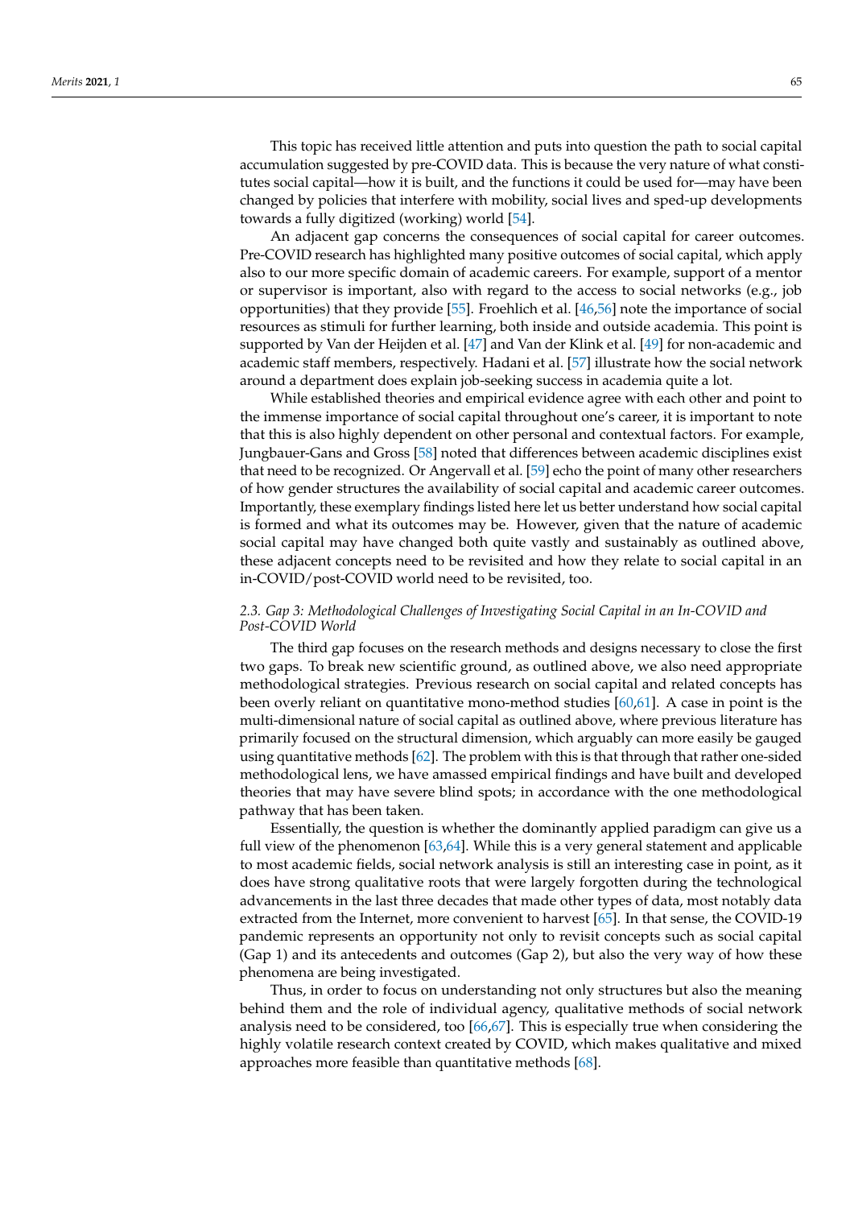This topic has received little attention and puts into question the path to social capital accumulation suggested by pre-COVID data. This is because the very nature of what constitutes social capital—how it is built, and the functions it could be used for—may have been changed by policies that interfere with mobility, social lives and sped-up developments towards a fully digitized (working) world [54].

An adjacent gap concerns the consequences of social capital for career outcomes. Pre-COVID research has highlighted many positive outcomes of social capital, which apply also to our more specific domain of academic careers. For example, support of a mentor or supervisor is important, also with regard to the access to social networks (e.g., job opportunities) that they provide [55]. Froehlich et al. [46,56] note the importance of social resources as stimuli for further learning, both inside and outside academia. This point is supported by Van der Heijden et al. [47] and Van der Klink et al. [49] for non-academic and academic staff members, respectively. Hadani et al. [57] illustrate how the social network around a department does explain job-seeking success in academia quite a lot.

While established theories and empirical evidence agree with each other and point to the immense importance of social capital throughout one's career, it is important to note that this is also highly dependent on other personal and contextual factors. For example, Jungbauer-Gans and Gross [58] noted that differences between academic disciplines exist that need to be recognized. Or Angervall et al. [59] echo the point of many other researchers of how gender structures the availability of social capital and academic career outcomes. Importantly, these exemplary findings listed here let us better understand how social capital is formed and what its outcomes may be. However, given that the nature of academic social capital may have changed both quite vastly and sustainably as outlined above, these adjacent concepts need to be revisited and how they relate to social capital in an in-COVID/post-COVID world need to be revisited, too.

### 2.3. Gap 3: Methodological Challenges of Investigating Social Capital in an In-COVID and Post-COVID World

The third gap focuses on the research methods and designs necessary to close the first two gaps. To break new scientific ground, as outlined above, we also need appropriate methodological strategies. Previous research on social capital and related concepts has been overly reliant on quantitative mono-method studies [60,61]. A case in point is the multi-dimensional nature of social capital as outlined above, where previous literature has primarily focused on the structural dimension, which arguably can more easily be gauged using quantitative methods [62]. The problem with this is that through that rather one-sided methodological lens, we have amassed empirical findings and have built and developed theories that may have severe blind spots; in accordance with the one methodological pathway that has been taken.

Essentially, the question is whether the dominantly applied paradigm can give us a full view of the phenomenon [63,64]. While this is a very general statement and applicable to most academic fields, social network analysis is still an interesting case in point, as it does have strong qualitative roots that were largely forgotten during the technological advancements in the last three decades that made other types of data, most notably data extracted from the Internet, more convenient to harvest [65]. In that sense, the COVID-19 pandemic represents an opportunity not only to revisit concepts such as social capital (Gap 1) and its antecedents and outcomes (Gap 2), but also the very way of how these phenomena are being investigated.

Thus, in order to focus on understanding not only structures but also the meaning behind them and the role of individual agency, qualitative methods of social network analysis need to be considered, too [66,67]. This is especially true when considering the highly volatile research context created by COVID, which makes qualitative and mixed approaches more feasible than quantitative methods [68].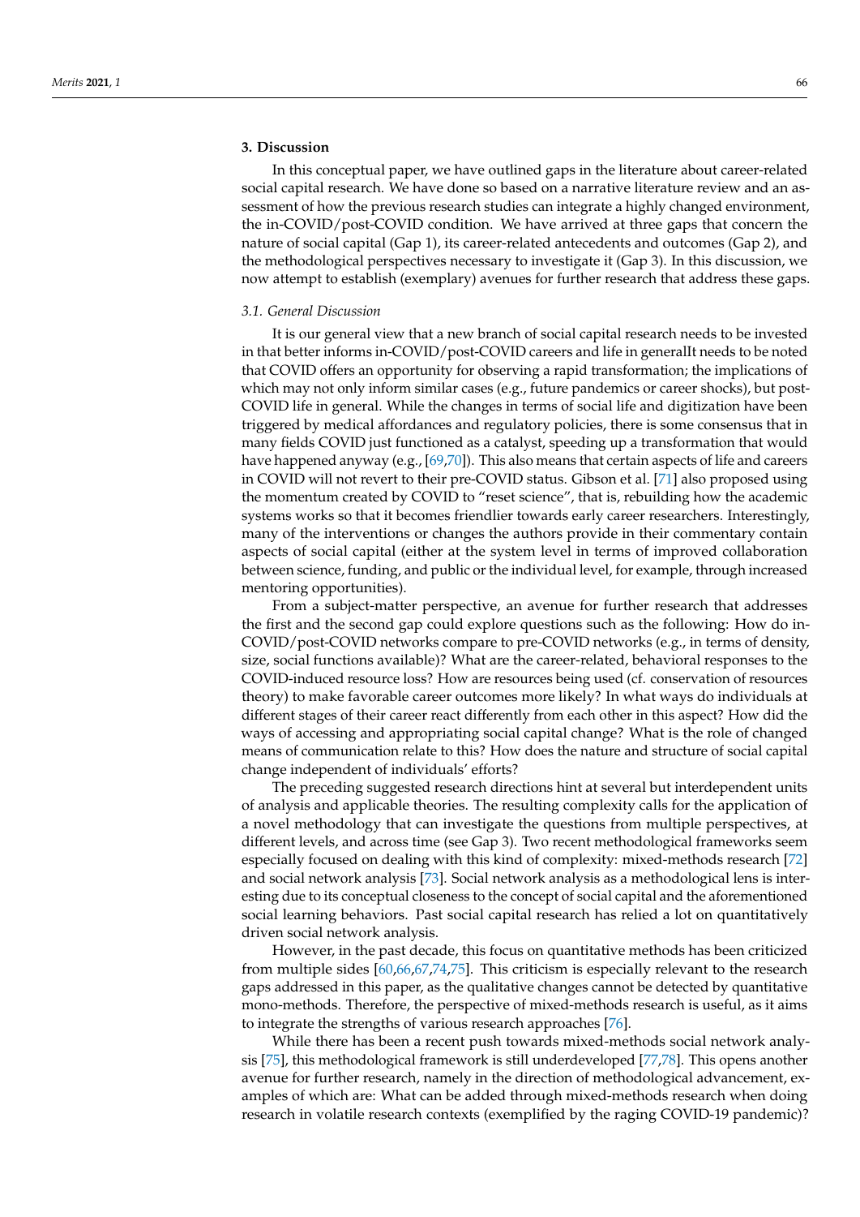## 3. Discussion

In this conceptual paper, we have outlined gaps in the literature about career-related social capital research. We have done so based on a narrative literature review and an assessment of how the previous research studies can integrate a highly changed environment, the in-COVID/post-COVID condition. We have arrived at three gaps that concern the nature of social capital (Gap 1), its career-related antecedents and outcomes (Gap 2), and the methodological perspectives necessary to investigate it (Gap 3). In this discussion, we now attempt to establish (exemplary) avenues for further research that address these gaps.

### 3.1. General Discussion

It is our general view that a new branch of social capital research needs to be invested in that better informs in-COVID/post-COVID careers and life in generalIt needs to be noted that COVID offers an opportunity for observing a rapid transformation; the implications of which may not only inform similar cases (e.g., future pandemics or career shocks), but post-COVID life in general. While the changes in terms of social life and digitization have been triggered by medical affordances and regulatory policies, there is some consensus that in many fields COVID just functioned as a catalyst, speeding up a transformation that would have happened anyway (e.g., [69,70]). This also means that certain aspects of life and careers in COVID will not revert to their pre-COVID status. Gibson et al. [71] also proposed using the momentum created by COVID to "reset science", that is, rebuilding how the academic systems works so that it becomes friendlier towards early career researchers. Interestingly, many of the interventions or changes the authors provide in their commentary contain aspects of social capital (either at the system level in terms of improved collaboration between science, funding, and public or the individual level, for example, through increased mentoring opportunities).

From a subject-matter perspective, an avenue for further research that addresses the first and the second gap could explore questions such as the following: How do in-COVID/post-COVID networks compare to pre-COVID networks (e.g., in terms of density, size, social functions available)? What are the career-related, behavioral responses to the COVID-induced resource loss? How are resources being used (cf. conservation of resources theory) to make favorable career outcomes more likely? In what ways do individuals at different stages of their career react differently from each other in this aspect? How did the ways of accessing and appropriating social capital change? What is the role of changed means of communication relate to this? How does the nature and structure of social capital change independent of individuals' efforts?

The preceding suggested research directions hint at several but interdependent units of analysis and applicable theories. The resulting complexity calls for the application of a novel methodology that can investigate the questions from multiple perspectives, at different levels, and across time (see Gap 3). Two recent methodological frameworks seem especially focused on dealing with this kind of complexity: mixed-methods research [72] and social network analysis [73]. Social network analysis as a methodological lens is interesting due to its conceptual closeness to the concept of social capital and the aforementioned social learning behaviors. Past social capital research has relied a lot on quantitatively driven social network analysis.

However, in the past decade, this focus on quantitative methods has been criticized from multiple sides [60,66,67,74,75]. This criticism is especially relevant to the research gaps addressed in this paper, as the qualitative changes cannot be detected by quantitative mono-methods. Therefore, the perspective of mixed-methods research is useful, as it aims to integrate the strengths of various research approaches [76].

While there has been a recent push towards mixed-methods social network analysis [75], this methodological framework is still underdeveloped [77,78]. This opens another avenue for further research, namely in the direction of methodological advancement, examples of which are: What can be added through mixed-methods research when doing research in volatile research contexts (exemplified by the raging COVID-19 pandemic)?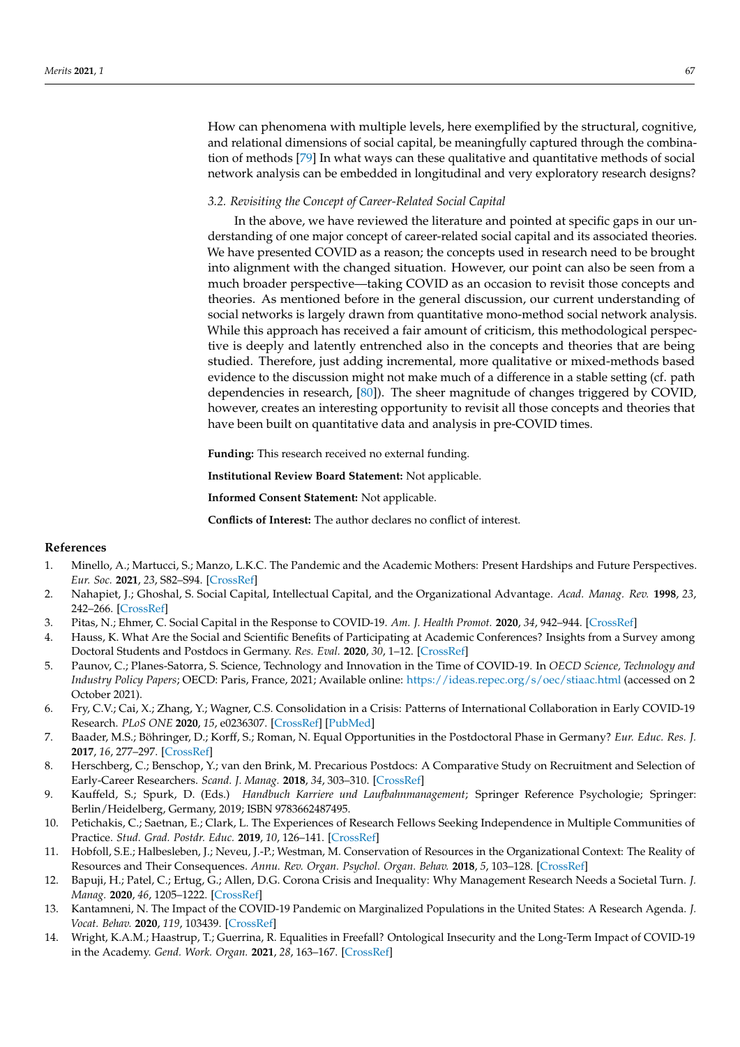How can phenomena with multiple levels, here exemplified by the structural, cognitive, and relational dimensions of social capital, be meaningfully captured through the combination of methods [79] In what ways can these qualitative and quantitative methods of social network analysis can be embedded in longitudinal and very exploratory research designs?

### *3.2. Revisiting the Concept of Career-Related Social Capital*

In the above, we have reviewed the literature and pointed at specific gaps in our understanding of one major concept of career-related social capital and its associated theories. We have presented COVID as a reason; the concepts used in research need to be brought into alignment with the changed situation. However, our point can also be seen from a much broader perspective—taking COVID as an occasion to revisit those concepts and theories. As mentioned before in the general discussion, our current understanding of social networks is largely drawn from quantitative mono-method social network analysis. While this approach has received a fair amount of criticism, this methodological perspective is deeply and latently entrenched also in the concepts and theories that are being studied. Therefore, just adding incremental, more qualitative or mixed-methods based evidence to the discussion might not make much of a difference in a stable setting (cf. path dependencies in research, [80]). The sheer magnitude of changes triggered by COVID, however, creates an interesting opportunity to revisit all those concepts and theories that have been built on quantitative data and analysis in pre-COVID times.

**Funding:** This research received no external funding.

**Institutional Review Board Statement:** Not applicable.

**Informed Consent Statement:** Not applicable.

**Conflicts of Interest:** The author declares no conflict of interest.

## References

1. Minello, A.; Martucci, S.; Manzo, L.K.C. The Pandemic and the Academic Mothers: Present Hardships and Future Perspectives. *Eur. Soc.* **2021**, *23*, S82–S94. [CrossRef]
2. Nahapiet, J.; Ghoshal, S. Social Capital, Intellectual Capital, and the Organizational Advantage. *Acad. Manag. Rev.* **1998**, *23*, 242–266. [CrossRef]
3. Pitas, N.; Ehmer, C. Social Capital in the Response to COVID-19. *Am. J. Health Promot.* **2020**, *34*, 942–944. [CrossRef]
4. Hauss, K. What Are the Social and Scientific Benefits of Participating at Academic Conferences? Insights from a Survey among Doctoral Students and Postdocs in Germany. *Res. Eval.* **2020**, *30*, 1–12. [CrossRef]
5. Paunov, C.; Planes-Satorra, S. Science, Technology and Innovation in the Time of COVID-19. In *OECD Science, Technology and Industry Policy Papers*; OECD: Paris, France, 2021; Available online: https://ideas.repec.org/s/oec/stiaac.html (accessed on 2 October 2021).
6. Fry, C.V.; Cai, X.; Zhang, Y.; Wagner, C.S. Consolidation in a Crisis: Patterns of International Collaboration in Early COVID-19 Research. *PLoS ONE* **2020**, *15*, e0236307. [CrossRef] [PubMed]
7. Baader, M.S.; Böhringer, D.; Korff, S.; Roman, N. Equal Opportunities in the Postdoctoral Phase in Germany? *Eur. Educ. Res. J.* **2017**, *16*, 277–297. [CrossRef]
8. Herschberg, C.; Benschop, Y.; van den Brink, M. Precarious Postdocs: A Comparative Study on Recruitment and Selection of Early-Career Researchers. *Scand. J. Manag.* **2018**, *34*, 303–310. [CrossRef]
9. Kauffeld, S.; Spurk, D. (Eds.) *Handbuch Karriere und Laufbahnmanagement*; Springer Reference Psychologie; Springer: Berlin/Heidelberg, Germany, 2019; ISBN 9783662487495.
10. Petichakis, C.; Saetnan, E.; Clark, L. The Experiences of Research Fellows Seeking Independence in Multiple Communities of Practice. *Stud. Grad. Postdr. Educ.* **2019**, *10*, 126–141. [CrossRef]
11. Hobfoll, S.E.; Halbesleben, J.; Neveu, J.-P.; Westman, M. Conservation of Resources in the Organizational Context: The Reality of Resources and Their Consequences. *Annu. Rev. Organ. Psychol. Organ. Behav.* **2018**, *5*, 103–128. [CrossRef]
12. Bapuji, H.; Patel, C.; Ertug, G.; Allen, D.G. Corona Crisis and Inequality: Why Management Research Needs a Societal Turn. *J. Manag.* **2020**, *46*, 1205–1222. [CrossRef]
13. Kantamneni, N. The Impact of the COVID-19 Pandemic on Marginalized Populations in the United States: A Research Agenda. *J. Vocat. Behav.* **2020**, *119*, 103439. [CrossRef]
14. Wright, K.A.M.; Haastrup, T.; Guerrina, R. Equalities in Freefall? Ontological Insecurity and the Long-Term Impact of COVID-19 in the Academy. *Gend. Work. Organ.* **2021**, *28*, 163–167. [CrossRef]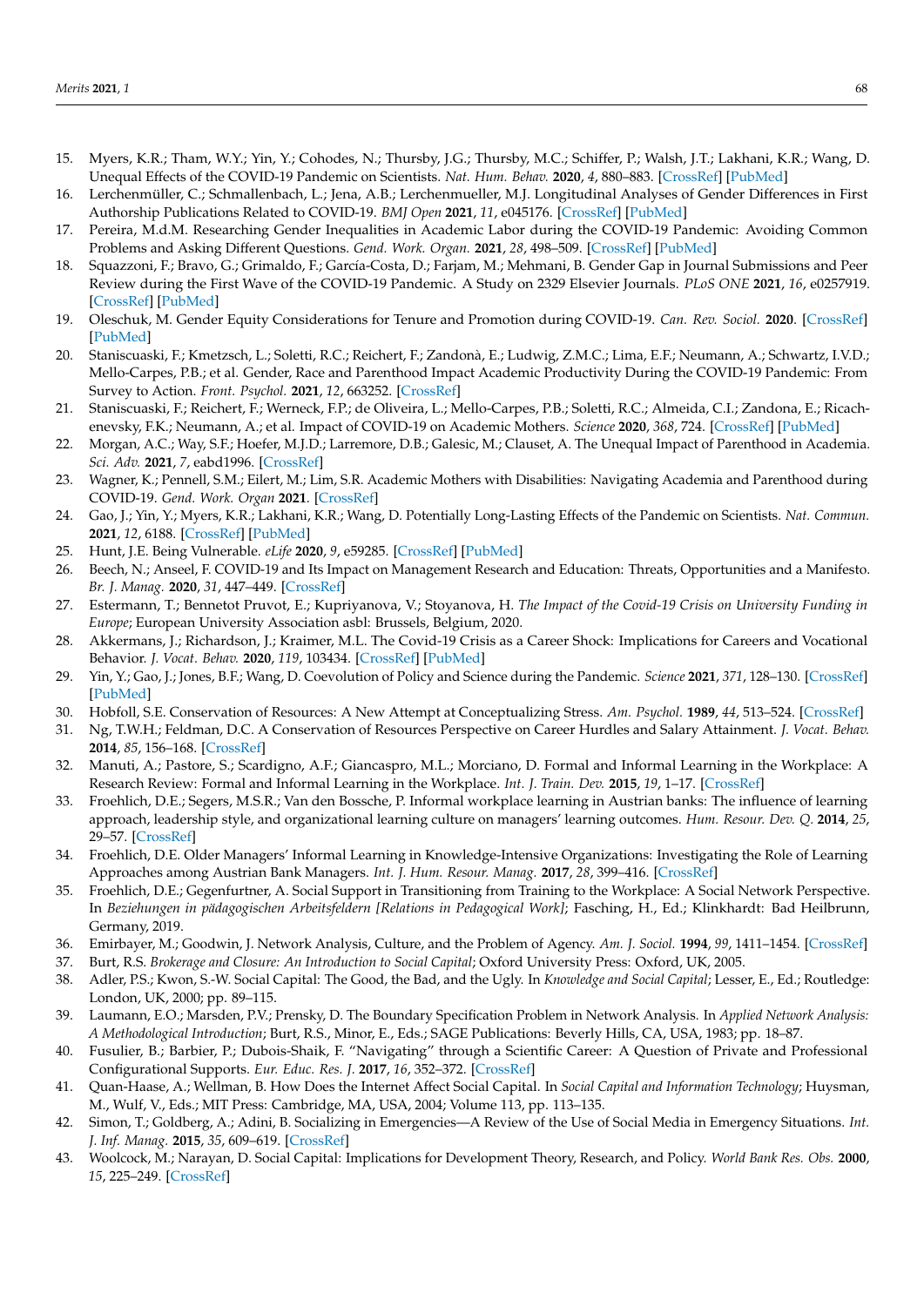15. Myers, K.R.; Tham, W.Y.; Yin, Y.; Cohodes, N.; Thursby, J.G.; Thursby, M.C.; Schiffer, P.; Walsh, J.T.; Lakhani, K.R.; Wang, D. Unequal Effects of the COVID-19 Pandemic on Scientists. *Nat. Hum. Behav.* **2020**, *4*, 880–883. [CrossRef] [PubMed]
16. Lerchenmüller, C.; Schmallenbach, L.; Jena, A.B.; Lerchenmueller, M.J. Longitudinal Analyses of Gender Differences in First Authorship Publications Related to COVID-19. *BMJ Open* **2021**, *11*, e045176. [CrossRef] [PubMed]
17. Pereira, M.d.M. Researching Gender Inequalities in Academic Labor during the COVID-19 Pandemic: Avoiding Common Problems and Asking Different Questions. *Gend. Work. Organ.* **2021**, *28*, 498–509. [CrossRef] [PubMed]
18. Squazzoni, F.; Bravo, G.; Grimaldo, F.; García-Costa, D.; Farjam, M.; Mehmani, B. Gender Gap in Journal Submissions and Peer Review during the First Wave of the COVID-19 Pandemic. A Study on 2329 Elsevier Journals. *PLoS ONE* **2021**, *16*, e0257919. [CrossRef] [PubMed]
19. Oleschuk, M. Gender Equity Considerations for Tenure and Promotion during COVID-19. *Can. Rev. Sociol.* **2020**. [CrossRef] [PubMed]
20. Staniscuaski, F.; Kmetzsch, L.; Soletti, R.C.; Reichert, F.; Zandonà, E.; Ludwig, Z.M.C.; Lima, E.F.; Neumann, A.; Schwartz, I.V.D.; Mello-Carpes, P.B.; et al. Gender, Race and Parenthood Impact Academic Productivity During the COVID-19 Pandemic: From Survey to Action. *Front. Psychol.* **2021**, *12*, 663252. [CrossRef]
21. Staniscuaski, F.; Reichert, F.; Werneck, F.P.; de Oliveira, L.; Mello-Carpes, P.B.; Soletti, R.C.; Almeida, C.I.; Zandona, E.; Ricachenevsky, F.K.; Neumann, A.; et al. Impact of COVID-19 on Academic Mothers. *Science* **2020**, *368*, 724. [CrossRef] [PubMed]
22. Morgan, A.C.; Way, S.F.; Hoefer, M.J.D.; Larremore, D.B.; Galesic, M.; Clauset, A. The Unequal Impact of Parenthood in Academia. *Sci. Adv.* **2021**, *7*, eabd1996. [CrossRef]
23. Wagner, K.; Pennell, S.M.; Eilert, M.; Lim, S.R. Academic Mothers with Disabilities: Navigating Academia and Parenthood during COVID-19. *Gend. Work. Organ* **2021**. [CrossRef]
24. Gao, J.; Yin, Y.; Myers, K.R.; Lakhani, K.R.; Wang, D. Potentially Long-Lasting Effects of the Pandemic on Scientists. *Nat. Commun.* **2021**, *12*, 6188. [CrossRef] [PubMed]
25. Hunt, J.E. Being Vulnerable. *eLife* **2020**, *9*, e59285. [CrossRef] [PubMed]
26. Beech, N.; Anseel, F. COVID-19 and Its Impact on Management Research and Education: Threats, Opportunities and a Manifesto. *Br. J. Manag.* **2020**, *31*, 447–449. [CrossRef]
27. Estermann, T.; Bennetot Pruvot, E.; Kupriyanova, V.; Stoyanova, H. *The Impact of the Covid-19 Crisis on University Funding in Europe*; European University Association asbl: Brussels, Belgium, 2020.
28. Akkermans, J.; Richardson, J.; Kraimer, M.L. The Covid-19 Crisis as a Career Shock: Implications for Careers and Vocational Behavior. *J. Vocat. Behav.* **2020**, *119*, 103434. [CrossRef] [PubMed]
29. Yin, Y.; Gao, J.; Jones, B.F.; Wang, D. Coevolution of Policy and Science during the Pandemic. *Science* **2021**, *371*, 128–130. [CrossRef] [PubMed]
30. Hobfoll, S.E. Conservation of Resources: A New Attempt at Conceptualizing Stress. *Am. Psychol.* **1989**, *44*, 513–524. [CrossRef]
31. Ng, T.W.H.; Feldman, D.C. A Conservation of Resources Perspective on Career Hurdles and Salary Attainment. *J. Vocat. Behav.* **2014**, *85*, 156–168. [CrossRef]
32. Manuti, A.; Pastore, S.; Scardigno, A.F.; Giancaspro, M.L.; Morciano, D. Formal and Informal Learning in the Workplace: A Research Review: Formal and Informal Learning in the Workplace. *Int. J. Train. Dev.* **2015**, *19*, 1–17. [CrossRef]
33. Froehlich, D.E.; Segers, M.S.R.; Van den Bossche, P. Informal workplace learning in Austrian banks: The influence of learning approach, leadership style, and organizational learning culture on managers' learning outcomes. *Hum. Resour. Dev. Q.* **2014**, *25*, 29–57. [CrossRef]
34. Froehlich, D.E. Older Managers' Informal Learning in Knowledge-Intensive Organizations: Investigating the Role of Learning Approaches among Austrian Bank Managers. *Int. J. Hum. Resour. Manag.* **2017**, *28*, 399–416. [CrossRef]
35. Froehlich, D.E.; Gegenfurtner, A. Social Support in Transitioning from Training to the Workplace: A Social Network Perspective. In *Beziehungen in pädagogischen Arbeitsfeldern [Relations in Pedagogical Work]*; Fasching, H., Ed.; Klinkhardt: Bad Heilbrunn, Germany, 2019.
36. Emirbayer, M.; Goodwin, J. Network Analysis, Culture, and the Problem of Agency. *Am. J. Sociol.* **1994**, *99*, 1411–1454. [CrossRef]
37. Burt, R.S. *Brokerage and Closure: An Introduction to Social Capital*; Oxford University Press: Oxford, UK, 2005.
38. Adler, P.S.; Kwon, S.-W. Social Capital: The Good, the Bad, and the Ugly. In *Knowledge and Social Capital*; Lesser, E., Ed.; Routledge: London, UK, 2000; pp. 89–115.
39. Laumann, E.O.; Marsden, P.V.; Prensky, D. The Boundary Specification Problem in Network Analysis. In *Applied Network Analysis: A Methodological Introduction*; Burt, R.S., Minor, E., Eds.; SAGE Publications: Beverly Hills, CA, USA, 1983; pp. 18–87.
40. Fusulier, B.; Barbier, P.; Dubois-Shaik, F. "Navigating" through a Scientific Career: A Question of Private and Professional Configurational Supports. *Eur. Educ. Res. J.* **2017**, *16*, 352–372. [CrossRef]
41. Quan-Haase, A.; Wellman, B. How Does the Internet Affect Social Capital. In *Social Capital and Information Technology*; Huysman, M., Wulf, V., Eds.; MIT Press: Cambridge, MA, USA, 2004; Volume 113, pp. 113–135.
42. Simon, T.; Goldberg, A.; Adini, B. Socializing in Emergencies—A Review of the Use of Social Media in Emergency Situations. *Int. J. Inf. Manag.* **2015**, *35*, 609–619. [CrossRef]
43. Woolcock, M.; Narayan, D. Social Capital: Implications for Development Theory, Research, and Policy. *World Bank Res. Obs.* **2000**, *15*, 225–249. [CrossRef]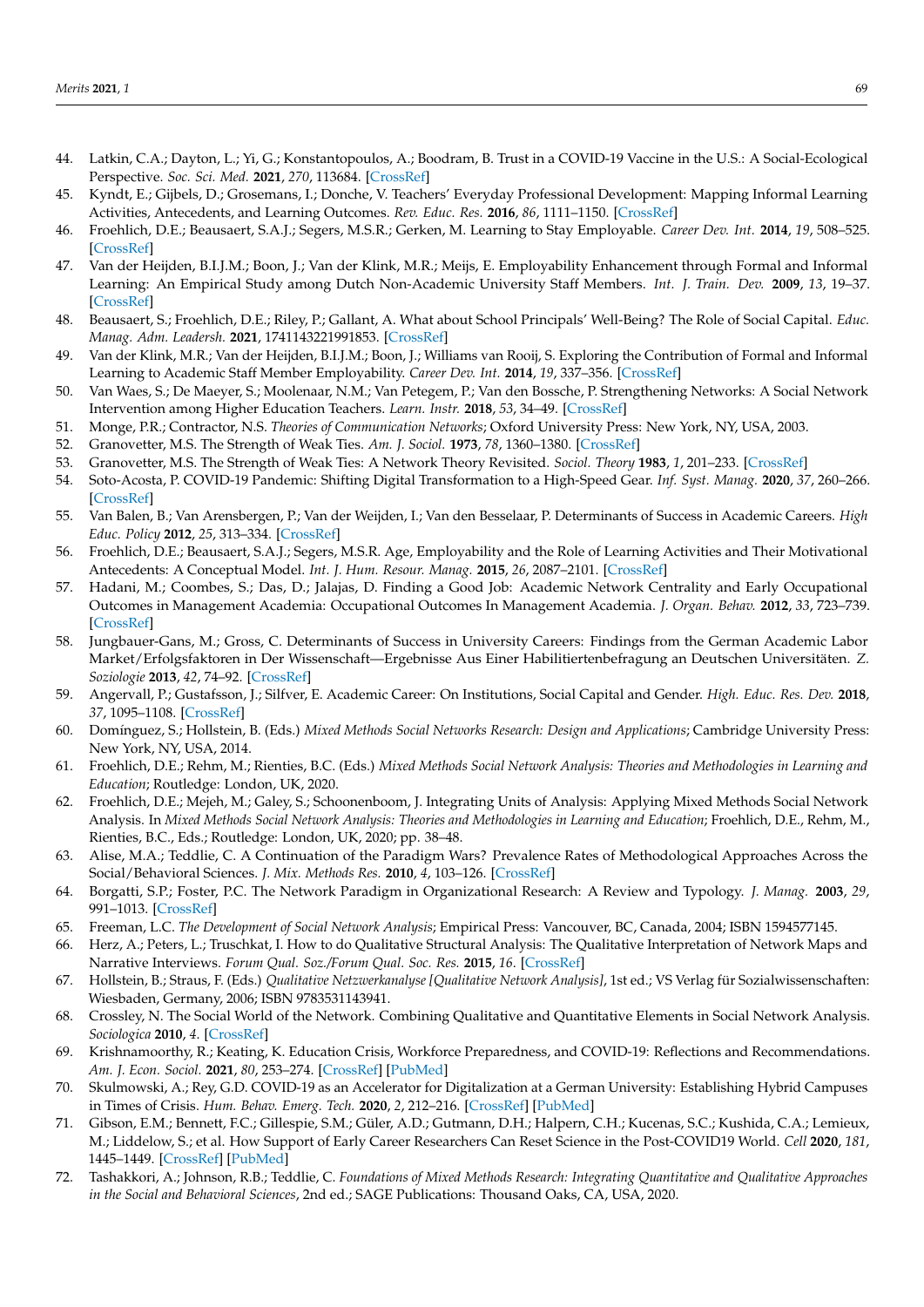44. Latkin, C.A.; Dayton, L.; Yi, G.; Konstantopoulos, A.; Boodram, B. Trust in a COVID-19 Vaccine in the U.S.: A Social-Ecological Perspective. *Soc. Sci. Med.* **2021**, *270*, 113684. [CrossRef]
45. Kyndt, E.; Gijbels, D.; Grosemans, I.; Donche, V. Teachers' Everyday Professional Development: Mapping Informal Learning Activities, Antecedents, and Learning Outcomes. *Rev. Educ. Res.* **2016**, *86*, 1111–1150. [CrossRef]
46. Froehlich, D.E.; Beausaert, S.A.J.; Segers, M.S.R.; Gerken, M. Learning to Stay Employable. *Career Dev. Int.* **2014**, *19*, 508–525. [CrossRef]
47. Van der Heijden, B.I.J.M.; Boon, J.; Van der Klink, M.R.; Meijs, E. Employability Enhancement through Formal and Informal Learning: An Empirical Study among Dutch Non-Academic University Staff Members. *Int. J. Train. Dev.* **2009**, *13*, 19–37. [CrossRef]
48. Beausaert, S.; Froehlich, D.E.; Riley, P.; Gallant, A. What about School Principals' Well-Being? The Role of Social Capital. *Educ. Manag. Adm. Leadersh.* **2021**, 1741143221991853. [CrossRef]
49. Van der Klink, M.R.; Van der Heijden, B.I.J.M.; Boon, J.; Williams van Rooij, S. Exploring the Contribution of Formal and Informal Learning to Academic Staff Member Employability. *Career Dev. Int.* **2014**, *19*, 337–356. [CrossRef]
50. Van Waes, S.; De Maeyer, S.; Moolenaar, N.M.; Van Petegem, P.; Van den Bossche, P. Strengthening Networks: A Social Network Intervention among Higher Education Teachers. *Learn. Instr.* **2018**, *53*, 34–49. [CrossRef]
51. Monge, P.R.; Contractor, N.S. *Theories of Communication Networks*; Oxford University Press: New York, NY, USA, 2003.
52. Granovetter, M.S. The Strength of Weak Ties. *Am. J. Sociol.* **1973**, *78*, 1360–1380. [CrossRef]
53. Granovetter, M.S. The Strength of Weak Ties: A Network Theory Revisited. *Sociol. Theory* **1983**, *1*, 201–233. [CrossRef]
54. Soto-Acosta, P. COVID-19 Pandemic: Shifting Digital Transformation to a High-Speed Gear. *Inf. Syst. Manag.* **2020**, *37*, 260–266. [CrossRef]
55. Van Balen, B.; Van Arensbergen, P.; Van der Weijden, I.; Van den Besselaar, P. Determinants of Success in Academic Careers. *High Educ. Policy* **2012**, *25*, 313–334. [CrossRef]
56. Froehlich, D.E.; Beausaert, S.A.J.; Segers, M.S.R. Age, Employability and the Role of Learning Activities and Their Motivational Antecedents: A Conceptual Model. *Int. J. Hum. Resour. Manag.* **2015**, *26*, 2087–2101. [CrossRef]
57. Hadani, M.; Coombes, S.; Das, D.; Jalajas, D. Finding a Good Job: Academic Network Centrality and Early Occupational Outcomes in Management Academia: Occupational Outcomes In Management Academia. *J. Organ. Behav.* **2012**, *33*, 723–739. [CrossRef]
58. Jungbauer-Gans, M.; Gross, C. Determinants of Success in University Careers: Findings from the German Academic Labor Market/Erfolgsfaktoren in Der Wissenschaft—Ergebnisse Aus Einer Habilitiertenbefragung an Deutschen Universitäten. *Z. Soziologie* **2013**, *42*, 74–92. [CrossRef]
59. Angervall, P.; Gustafsson, J.; Silfver, E. Academic Career: On Institutions, Social Capital and Gender. *High. Educ. Res. Dev.* **2018**, *37*, 1095–1108. [CrossRef]
60. Domínguez, S.; Hollstein, B. (Eds.) *Mixed Methods Social Networks Research: Design and Applications*; Cambridge University Press: New York, NY, USA, 2014.
61. Froehlich, D.E.; Rehm, M.; Rienties, B.C. (Eds.) *Mixed Methods Social Network Analysis: Theories and Methodologies in Learning and Education*; Routledge: London, UK, 2020.
62. Froehlich, D.E.; Mejeh, M.; Galey, S.; Schoonenboom, J. Integrating Units of Analysis: Applying Mixed Methods Social Network Analysis. In *Mixed Methods Social Network Analysis: Theories and Methodologies in Learning and Education*; Froehlich, D.E., Rehm, M., Rienties, B.C., Eds.; Routledge: London, UK, 2020; pp. 38–48.
63. Alise, M.A.; Teddlie, C. A Continuation of the Paradigm Wars? Prevalence Rates of Methodological Approaches Across the Social/Behavioral Sciences. *J. Mix. Methods Res.* **2010**, *4*, 103–126. [CrossRef]
64. Borgatti, S.P.; Foster, P.C. The Network Paradigm in Organizational Research: A Review and Typology. *J. Manag.* **2003**, *29*, 991–1013. [CrossRef]
65. Freeman, L.C. *The Development of Social Network Analysis*; Empirical Press: Vancouver, BC, Canada, 2004; ISBN 1594577145.
66. Herz, A.; Peters, L.; Truschkat, I. How to do Qualitative Structural Analysis: The Qualitative Interpretation of Network Maps and Narrative Interviews. *Forum Qual. Soz./Forum Qual. Soc. Res.* **2015**, *16*. [CrossRef]
67. Hollstein, B.; Straus, F. (Eds.) *Qualitative Netzwerkanalyse [Qualitative Network Analysis]*, 1st ed.; VS Verlag für Sozialwissenschaften: Wiesbaden, Germany, 2006; ISBN 9783531143941.
68. Crossley, N. The Social World of the Network. Combining Qualitative and Quantitative Elements in Social Network Analysis. *Sociologica* **2010**, *4*. [CrossRef]
69. Krishnamoorthy, R.; Keating, K. Education Crisis, Workforce Preparedness, and COVID-19: Reflections and Recommendations. *Am. J. Econ. Sociol.* **2021**, *80*, 253–274. [CrossRef] [PubMed]
70. Skulmowski, A.; Rey, G.D. COVID-19 as an Accelerator for Digitalization at a German University: Establishing Hybrid Campuses in Times of Crisis. *Hum. Behav. Emerg. Tech.* **2020**, *2*, 212–216. [CrossRef] [PubMed]
71. Gibson, E.M.; Bennett, F.C.; Gillespie, S.M.; Güler, A.D.; Gutmann, D.H.; Halpern, C.H.; Kucenas, S.C.; Kushida, C.A.; Lemieux, M.; Liddelow, S.; et al. How Support of Early Career Researchers Can Reset Science in the Post-COVID19 World. *Cell* **2020**, *181*, 1445–1449. [CrossRef] [PubMed]
72. Tashakkori, A.; Johnson, R.B.; Teddlie, C. *Foundations of Mixed Methods Research: Integrating Quantitative and Qualitative Approaches in the Social and Behavioral Sciences*, 2nd ed.; SAGE Publications: Thousand Oaks, CA, USA, 2020.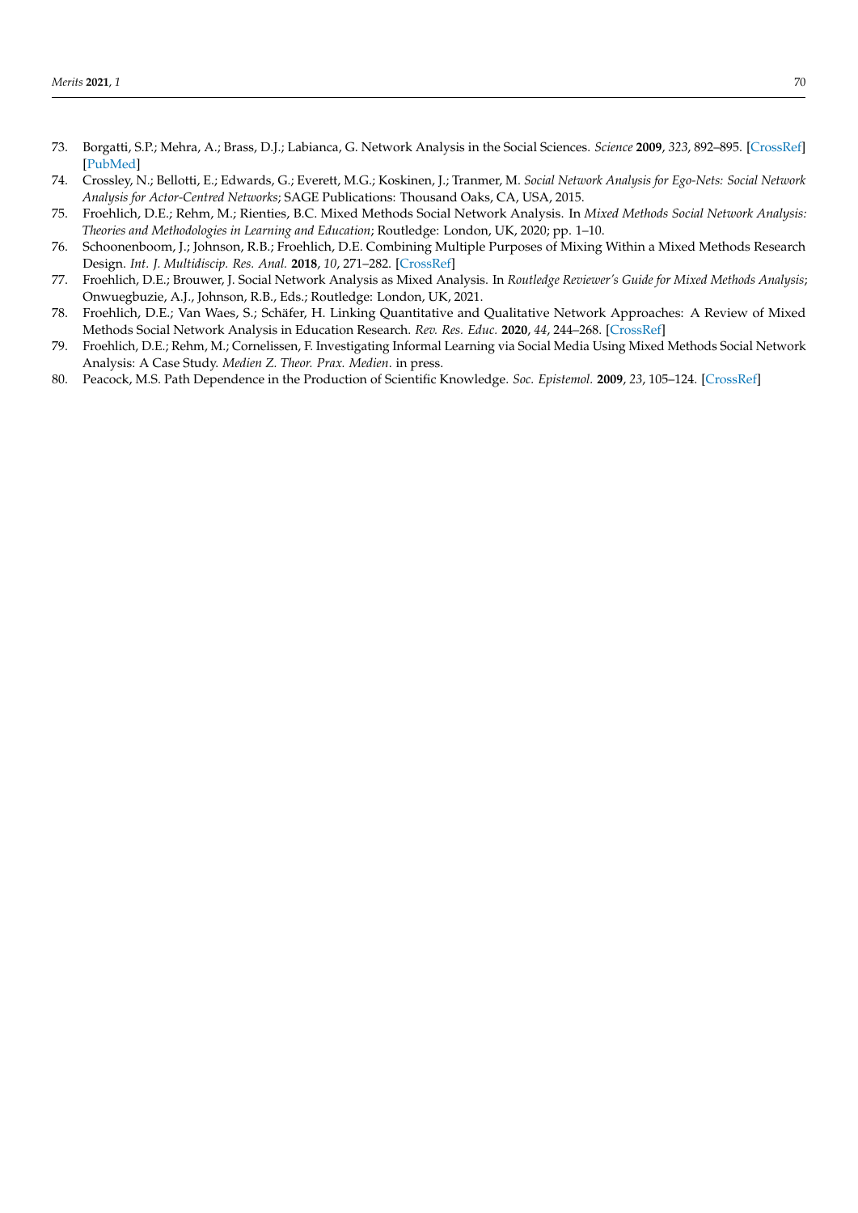73. Borgatti, S.P.; Mehra, A.; Brass, D.J.; Labianca, G. Network Analysis in the Social Sciences. *Science* **2009**, *323*, 892–895. [CrossRef] [PubMed]
74. Crossley, N.; Bellotti, E.; Edwards, G.; Everett, M.G.; Koskinen, J.; Tranmer, M. *Social Network Analysis for Ego-Nets: Social Network Analysis for Actor-Centred Networks*; SAGE Publications: Thousand Oaks, CA, USA, 2015.
75. Froehlich, D.E.; Rehm, M.; Rienties, B.C. Mixed Methods Social Network Analysis. In *Mixed Methods Social Network Analysis: Theories and Methodologies in Learning and Education*; Routledge: London, UK, 2020; pp. 1–10.
76. Schoonenboom, J.; Johnson, R.B.; Froehlich, D.E. Combining Multiple Purposes of Mixing Within a Mixed Methods Research Design. *Int. J. Multidiscip. Res. Anal.* **2018**, *10*, 271–282. [CrossRef]
77. Froehlich, D.E.; Brouwer, J. Social Network Analysis as Mixed Analysis. In *Routledge Reviewer's Guide for Mixed Methods Analysis*; Onwuegbuzie, A.J., Johnson, R.B., Eds.; Routledge: London, UK, 2021.
78. Froehlich, D.E.; Van Waes, S.; Schäfer, H. Linking Quantitative and Qualitative Network Approaches: A Review of Mixed Methods Social Network Analysis in Education Research. *Rev. Res. Educ.* **2020**, *44*, 244–268. [CrossRef]
79. Froehlich, D.E.; Rehm, M.; Cornelissen, F. Investigating Informal Learning via Social Media Using Mixed Methods Social Network Analysis: A Case Study. *Medien Z. Theor. Prax. Medien*. in press.
80. Peacock, M.S. Path Dependence in the Production of Scientific Knowledge. *Soc. Epistemol.* **2009**, *23*, 105–124. [CrossRef]